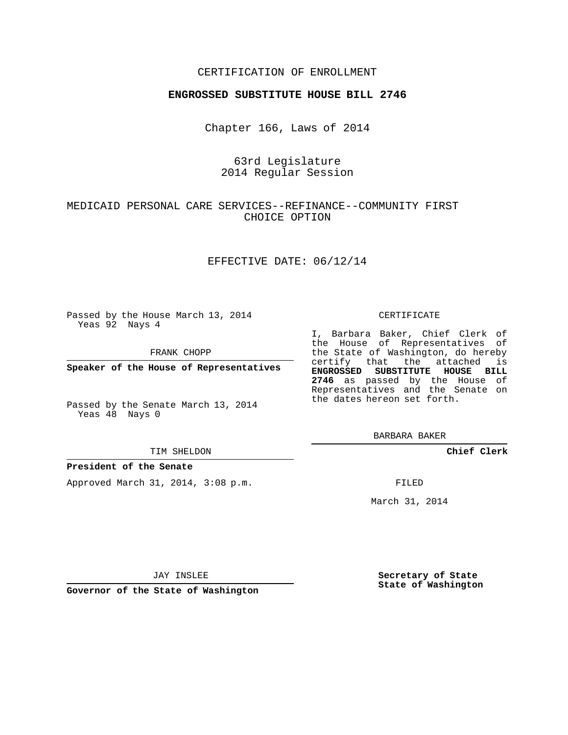CERTIFICATION OF ENROLLMENT

**ENGROSSED SUBSTITUTE HOUSE BILL 2746**

Chapter 166, Laws of 2014

63rd Legislature
2014 Regular Session

MEDICAID PERSONAL CARE SERVICES--REFINANCE--COMMUNITY FIRST CHOICE OPTION

EFFECTIVE DATE: 06/12/14

Passed by the House March 13, 2014
Yeas 92 Nays 4

FRANK CHOPP

**Speaker of the House of Representatives**

Passed by the Senate March 13, 2014
Yeas 48 Nays 0

TIM SHELDON

**President of the Senate**

Approved March 31, 2014, 3:08 p.m.

JAY INSLEE

**Governor of the State of Washington**

CERTIFICATE

I, Barbara Baker, Chief Clerk of the House of Representatives of the State of Washington, do hereby certify that the attached is **ENGROSSED SUBSTITUTE HOUSE BILL 2746** as passed by the House of Representatives and the Senate on the dates hereon set forth.

BARBARA BAKER

**Chief Clerk**

FILED

March 31, 2014

**Secretary of State
State of Washington**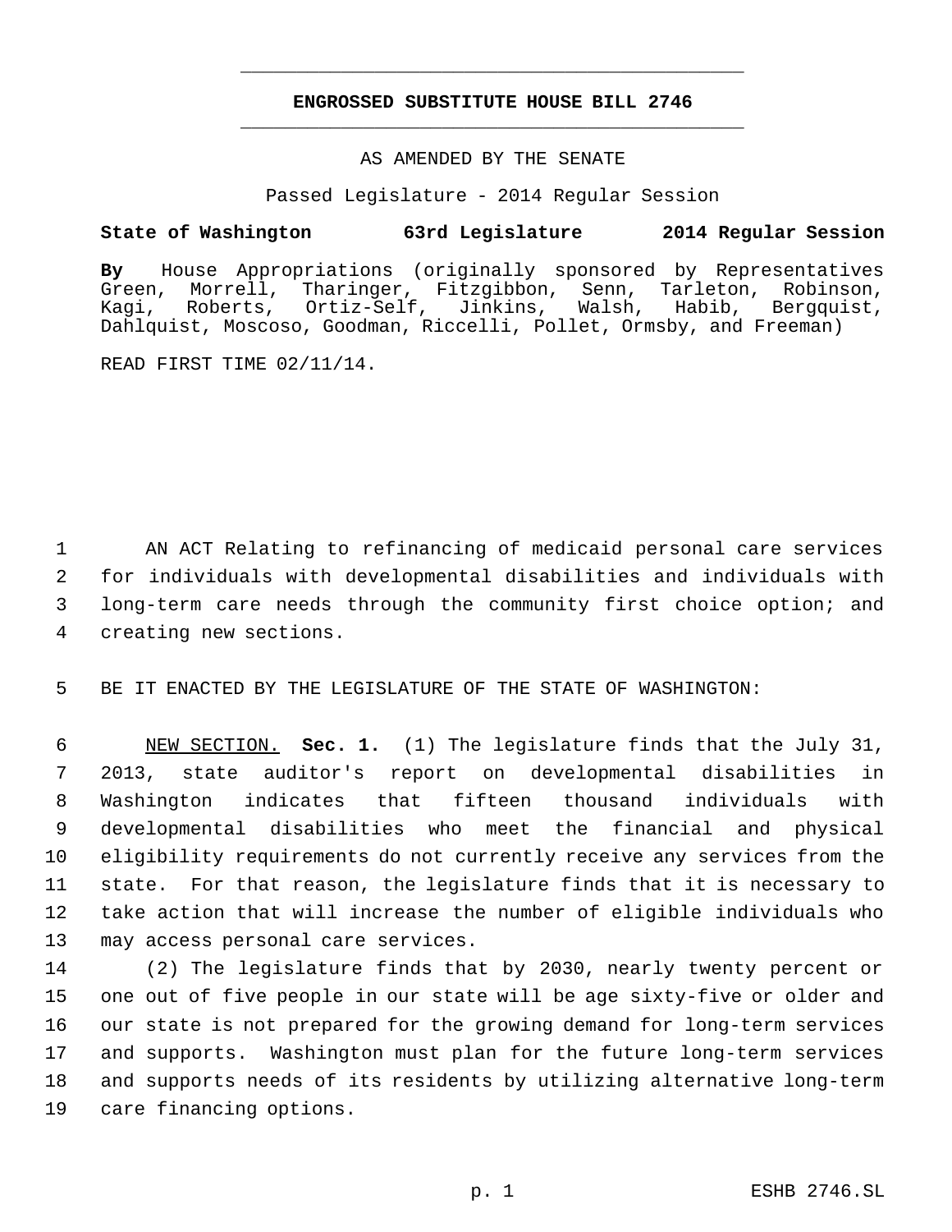**ENGROSSED SUBSTITUTE HOUSE BILL 2746**

AS AMENDED BY THE SENATE

Passed Legislature - 2014 Regular Session

**State of Washington 63rd Legislature 2014 Regular Session**

**By** House Appropriations (originally sponsored by Representatives Green, Morrell, Tharinger, Fitzgibbon, Senn, Tarleton, Robinson, Kagi, Roberts, Ortiz-Self, Jinkins, Walsh, Habib, Bergquist, Dahlquist, Moscoso, Goodman, Riccelli, Pollet, Ormsby, and Freeman)

READ FIRST TIME 02/11/14.

AN ACT Relating to refinancing of medicaid personal care services for individuals with developmental disabilities and individuals with long-term care needs through the community first choice option; and creating new sections.

BE IT ENACTED BY THE LEGISLATURE OF THE STATE OF WASHINGTON:

NEW SECTION. **Sec. 1.** (1) The legislature finds that the July 31, 2013, state auditor's report on developmental disabilities in Washington indicates that fifteen thousand individuals with developmental disabilities who meet the financial and physical eligibility requirements do not currently receive any services from the state. For that reason, the legislature finds that it is necessary to take action that will increase the number of eligible individuals who may access personal care services.

(2) The legislature finds that by 2030, nearly twenty percent or one out of five people in our state will be age sixty-five or older and our state is not prepared for the growing demand for long-term services and supports. Washington must plan for the future long-term services and supports needs of its residents by utilizing alternative long-term care financing options.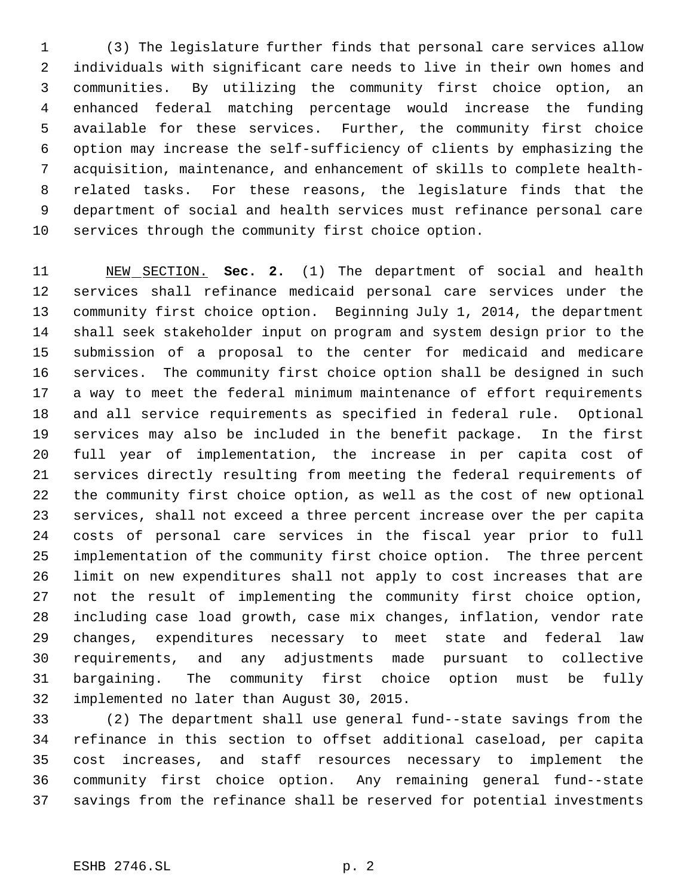(3) The legislature further finds that personal care services allow individuals with significant care needs to live in their own homes and communities. By utilizing the community first choice option, an enhanced federal matching percentage would increase the funding available for these services. Further, the community first choice option may increase the self-sufficiency of clients by emphasizing the acquisition, maintenance, and enhancement of skills to complete health-related tasks. For these reasons, the legislature finds that the department of social and health services must refinance personal care services through the community first choice option.

NEW SECTION. **Sec. 2.** (1) The department of social and health services shall refinance medicaid personal care services under the community first choice option. Beginning July 1, 2014, the department shall seek stakeholder input on program and system design prior to the submission of a proposal to the center for medicaid and medicare services. The community first choice option shall be designed in such a way to meet the federal minimum maintenance of effort requirements and all service requirements as specified in federal rule. Optional services may also be included in the benefit package. In the first full year of implementation, the increase in per capita cost of services directly resulting from meeting the federal requirements of the community first choice option, as well as the cost of new optional services, shall not exceed a three percent increase over the per capita costs of personal care services in the fiscal year prior to full implementation of the community first choice option. The three percent limit on new expenditures shall not apply to cost increases that are not the result of implementing the community first choice option, including case load growth, case mix changes, inflation, vendor rate changes, expenditures necessary to meet state and federal law requirements, and any adjustments made pursuant to collective bargaining. The community first choice option must be fully implemented no later than August 30, 2015.

(2) The department shall use general fund--state savings from the refinance in this section to offset additional caseload, per capita cost increases, and staff resources necessary to implement the community first choice option. Any remaining general fund--state savings from the refinance shall be reserved for potential investments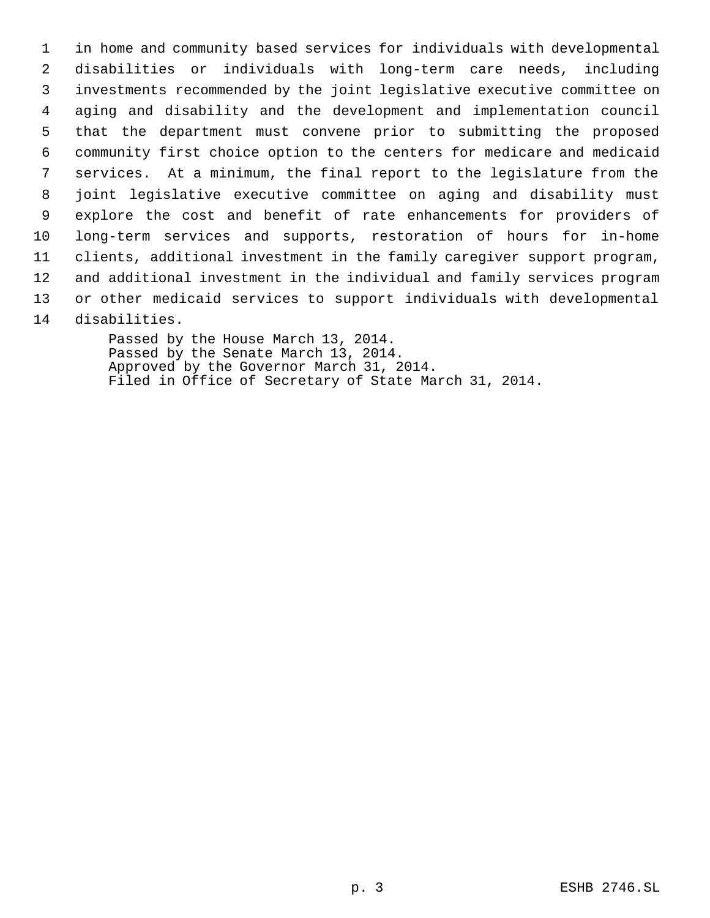in home and community based services for individuals with developmental disabilities or individuals with long-term care needs, including investments recommended by the joint legislative executive committee on aging and disability and the development and implementation council that the department must convene prior to submitting the proposed community first choice option to the centers for medicare and medicaid services. At a minimum, the final report to the legislature from the joint legislative executive committee on aging and disability must explore the cost and benefit of rate enhancements for providers of long-term services and supports, restoration of hours for in-home clients, additional investment in the family caregiver support program, and additional investment in the individual and family services program or other medicaid services to support individuals with developmental disabilities.

Passed by the House March 13, 2014.
Passed by the Senate March 13, 2014.
Approved by the Governor March 31, 2014.
Filed in Office of Secretary of State March 31, 2014.